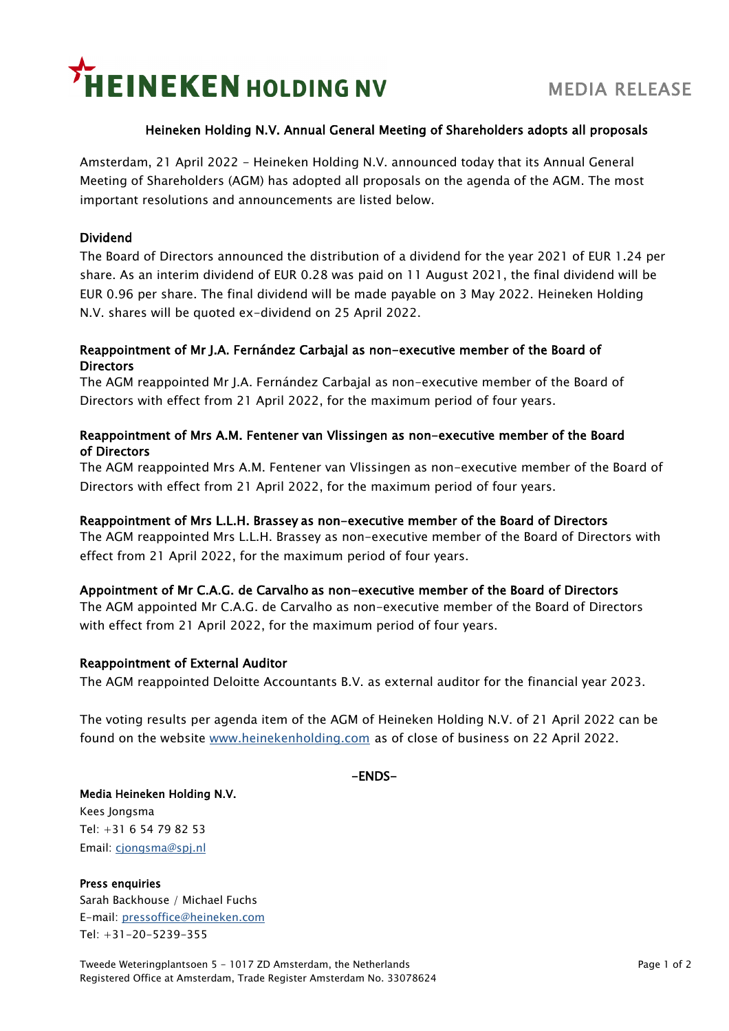**HEINEKEN HOLDING NV** MEDIA RELEASE

# Heineken Holding N.V. Annual General Meeting of Shareholders adopts all proposals

Amsterdam, 21 April 2022 - Heineken Holding N.V. announced today that its Annual General Meeting of Shareholders (AGM) has adopted all proposals on the agenda of the AGM. The most important resolutions and announcements are listed below.

## Dividend

The Board of Directors announced the distribution of a dividend for the year 2021 of EUR 1.24 per share. As an interim dividend of EUR 0.28 was paid on 11 August 2021, the final dividend will be EUR 0.96 per share. The final dividend will be made payable on 3 May 2022. Heineken Holding N.V. shares will be quoted ex-dividend on 25 April 2022.

## Reappointment of Mr J.A. Fernández Carbajal as non-executive member of the Board of Directors

The AGM reappointed Mr J.A. Fernández Carbajal as non-executive member of the Board of Directors with effect from 21 April 2022, for the maximum period of four years.

## Reappointment of Mrs A.M. Fentener van Vlissingen as non-executive member of the Board of Directors

The AGM reappointed Mrs A.M. Fentener van Vlissingen as non-executive member of the Board of Directors with effect from 21 April 2022, for the maximum period of four years.

## Reappointment of Mrs L.L.H. Brassey as non-executive member of the Board of Directors

The AGM reappointed Mrs L.L.H. Brassey as non-executive member of the Board of Directors with effect from 21 April 2022, for the maximum period of four years.

## Appointment of Mr C.A.G. de Carvalho as non-executive member of the Board of Directors

The AGM appointed Mr C.A.G. de Carvalho as non-executive member of the Board of Directors with effect from 21 April 2022, for the maximum period of four years.

## Reappointment of External Auditor

The AGM reappointed Deloitte Accountants B.V. as external auditor for the financial year 2023.

The voting results per agenda item of the AGM of Heineken Holding N.V. of 21 April 2022 can be found on the website www.heinekenholding.com as of close of business on 22 April 2022.

-ENDS-

**Media Heineken Holding N.V.**
Kees Jongsma
Tel: +31 6 54 79 82 53
Email: cjongsma@spj.nl

**Press enquiries**
Sarah Backhouse / Michael Fuchs
E-mail: pressoffice@heineken.com
Tel: +31-20-5239-355

Tweede Weteringplantsoen 5 - 1017 ZD Amsterdam, the Netherlands
Registered Office at Amsterdam, Trade Register Amsterdam No. 33078624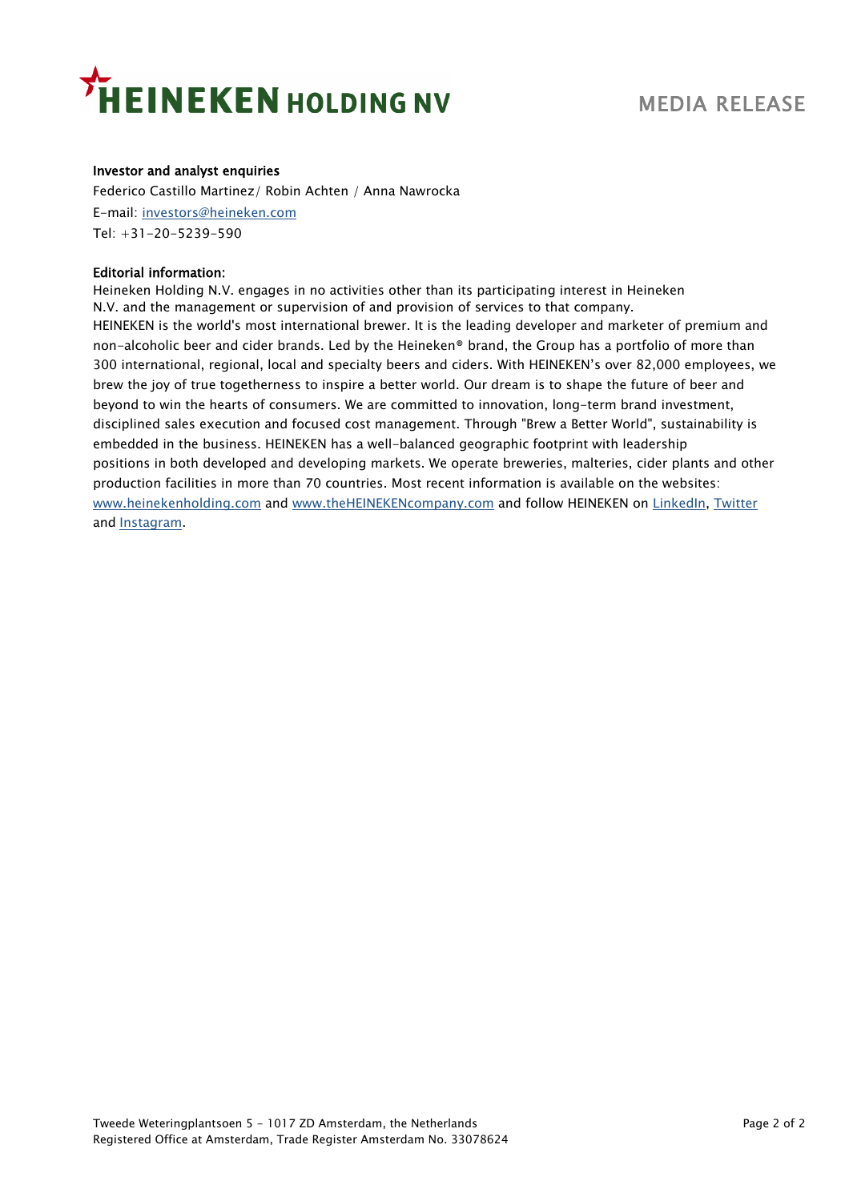**Investor and analyst enquiries**
Federico Castillo Martinez/ Robin Achten / Anna Nawrocka
E-mail: investors@heineken.com
Tel: +31-20-5239-590

**Editorial information:**
Heineken Holding N.V. engages in no activities other than its participating interest in Heineken N.V. and the management or supervision of and provision of services to that company.
HEINEKEN is the world's most international brewer. It is the leading developer and marketer of premium and non-alcoholic beer and cider brands. Led by the Heineken® brand, the Group has a portfolio of more than 300 international, regional, local and specialty beers and ciders. With HEINEKEN's over 82,000 employees, we brew the joy of true togetherness to inspire a better world. Our dream is to shape the future of beer and beyond to win the hearts of consumers. We are committed to innovation, long-term brand investment, disciplined sales execution and focused cost management. Through "Brew a Better World", sustainability is embedded in the business. HEINEKEN has a well-balanced geographic footprint with leadership positions in both developed and developing markets. We operate breweries, malteries, cider plants and other production facilities in more than 70 countries. Most recent information is available on the websites: www.heinekenholding.com and www.theHEINEKENcompany.com and follow HEINEKEN on LinkedIn, Twitter and Instagram.

Tweede Weteringplantsoen 5 - 1017 ZD Amsterdam, the Netherlands
Registered Office at Amsterdam, Trade Register Amsterdam No. 33078624